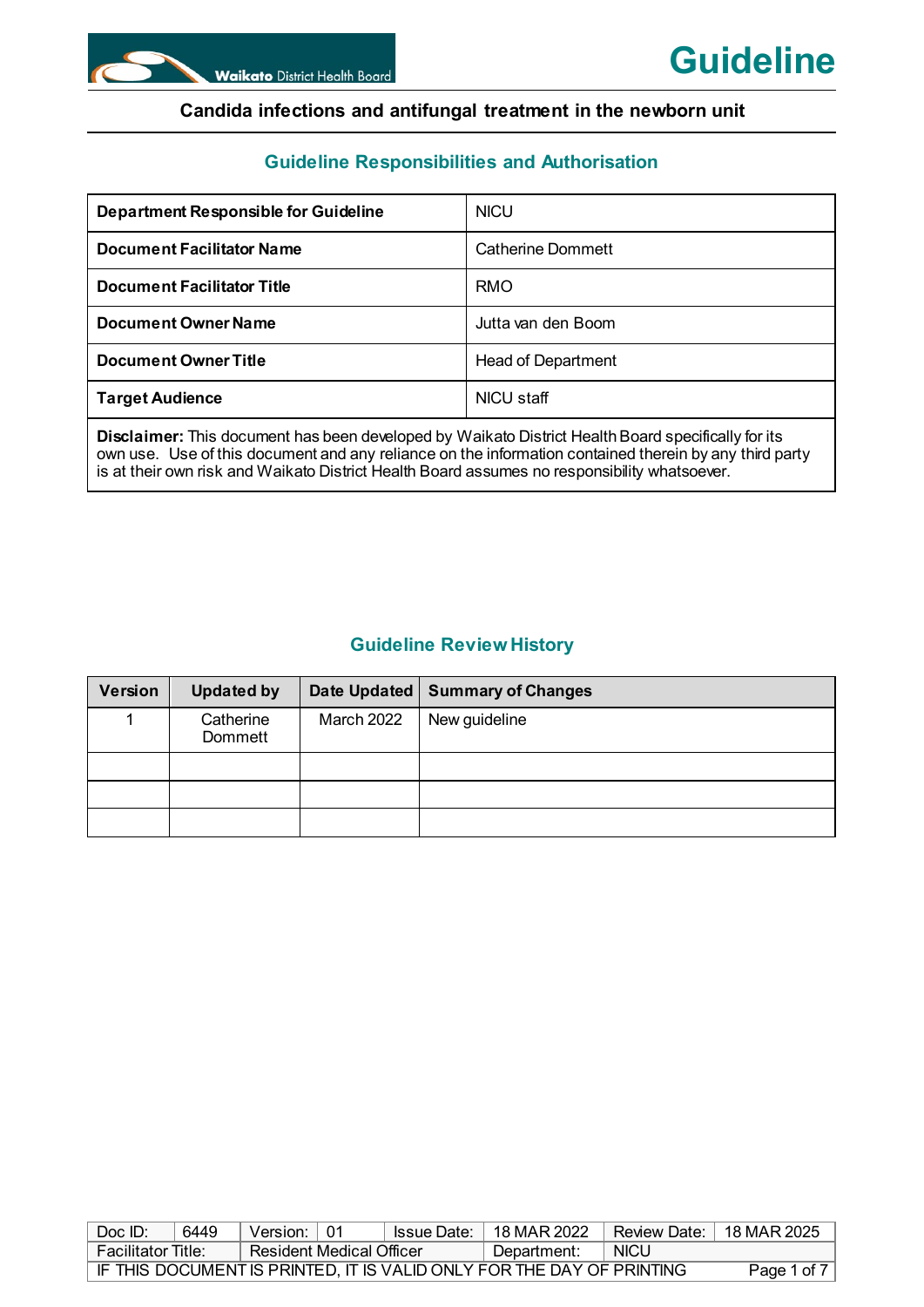# Guideline

## Candida infections and antifungal treatment in the newborn unit

### Guideline Responsibilities and Authorisation

| | |
|---|---|
| **Department Responsible for Guideline** | NICU |
| **Document Facilitator Name** | Catherine Dommett |
| **Document Facilitator Title** | RMO |
| **Document Owner Name** | Jutta van den Boom |
| **Document Owner Title** | Head of Department |
| **Target Audience** | NICU staff |

**Disclaimer:** This document has been developed by Waikato District Health Board specifically for its own use. Use of this document and any reliance on the information contained therein by any third party is at their own risk and Waikato District Health Board assumes no responsibility whatsoever.

### Guideline Review History

| Version | Updated by | Date Updated | Summary of Changes |
|---|---|---|---|
| 1 | Catherine Dommett | March 2022 | New guideline |
| | | | |
| | | | |
| | | | |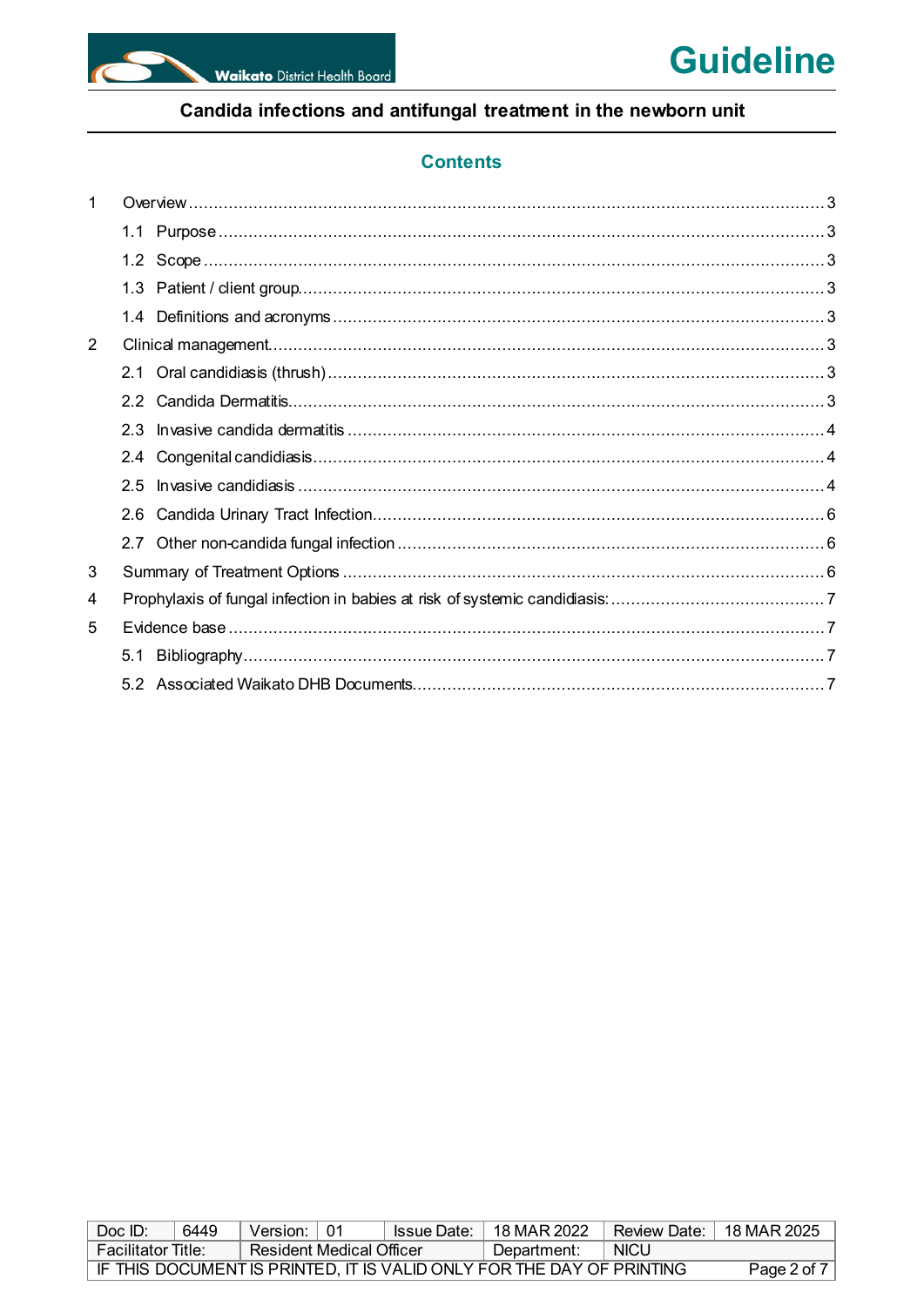## Contents

1 Overview ........ 3
  1.1 Purpose ........ 3
  1.2 Scope ........ 3
  1.3 Patient / client group ........ 3
  1.4 Definitions and acronyms ........ 3
2 Clinical management ........ 3
  2.1 Oral candidiasis (thrush) ........ 3
  2.2 Candida Dermatitis ........ 3
  2.3 Invasive candida dermatitis ........ 4
  2.4 Congenital candidiasis ........ 4
  2.5 Invasive candidiasis ........ 4
  2.6 Candida Urinary Tract Infection ........ 6
  2.7 Other non-candida fungal infection ........ 6
3 Summary of Treatment Options ........ 6
4 Prophylaxis of fungal infection in babies at risk of systemic candidiasis: ........ 7
5 Evidence base ........ 7
  5.1 Bibliography ........ 7
  5.2 Associated Waikato DHB Documents ........ 7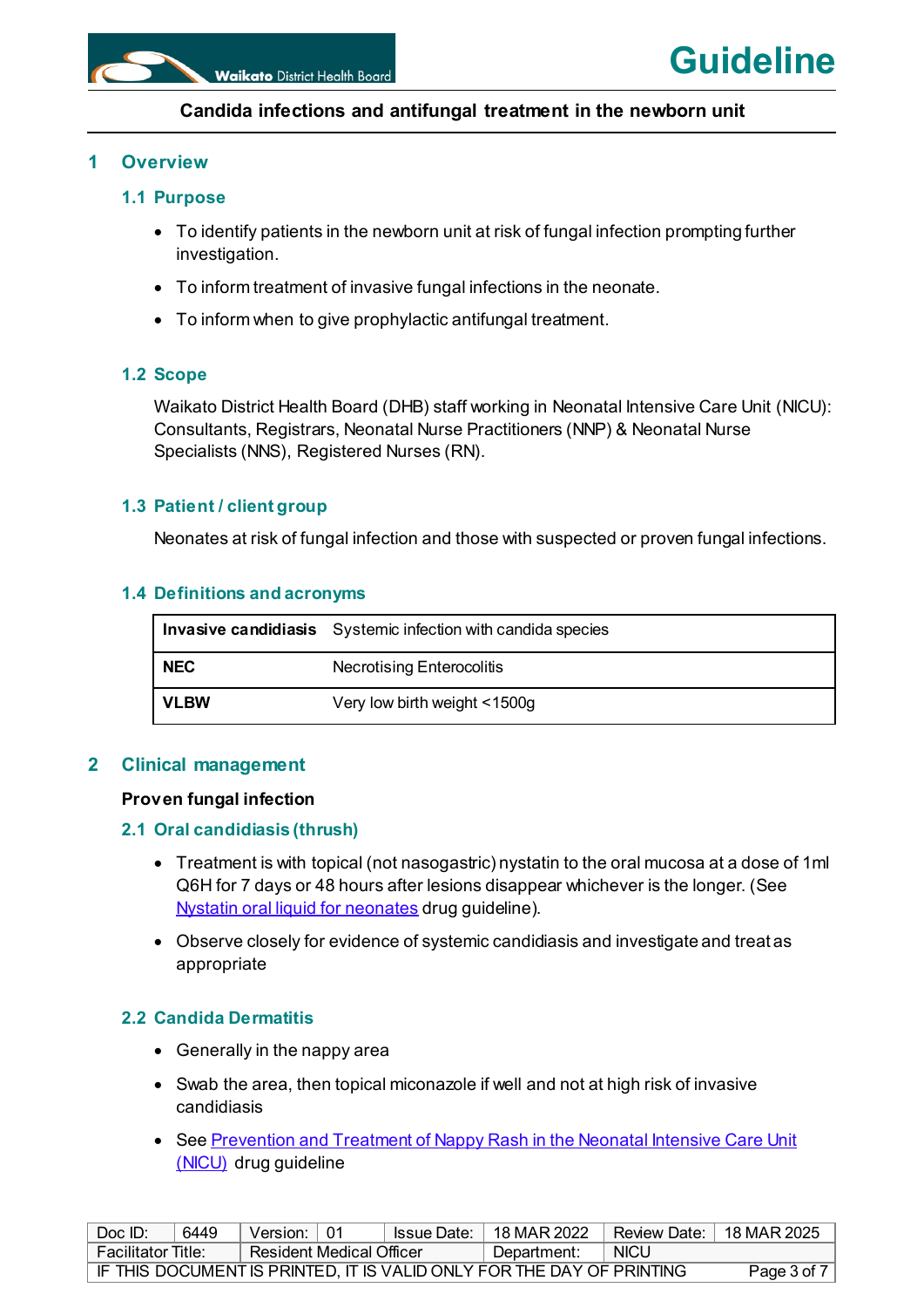# 1 Overview

## 1.1 Purpose

- To identify patients in the newborn unit at risk of fungal infection prompting further investigation.
- To inform treatment of invasive fungal infections in the neonate.
- To inform when to give prophylactic antifungal treatment.

## 1.2 Scope

Waikato District Health Board (DHB) staff working in Neonatal Intensive Care Unit (NICU): Consultants, Registrars, Neonatal Nurse Practitioners (NNP) & Neonatal Nurse Specialists (NNS), Registered Nurses (RN).

## 1.3 Patient / client group

Neonates at risk of fungal infection and those with suspected or proven fungal infections.

## 1.4 Definitions and acronyms

| | |
|---|---|
| **Invasive candidiasis** | Systemic infection with candida species |
| **NEC** | Necrotising Enterocolitis |
| **VLBW** | Very low birth weight <1500g |

# 2 Clinical management

**Proven fungal infection**

## 2.1 Oral candidiasis (thrush)

- Treatment is with topical (not nasogastric) nystatin to the oral mucosa at a dose of 1ml Q6H for 7 days or 48 hours after lesions disappear whichever is the longer. (See Nystatin oral liquid for neonates drug guideline).
- Observe closely for evidence of systemic candidiasis and investigate and treat as appropriate

## 2.2 Candida Dermatitis

- Generally in the nappy area
- Swab the area, then topical miconazole if well and not at high risk of invasive candidiasis
- See Prevention and Treatment of Nappy Rash in the Neonatal Intensive Care Unit (NICU) drug guideline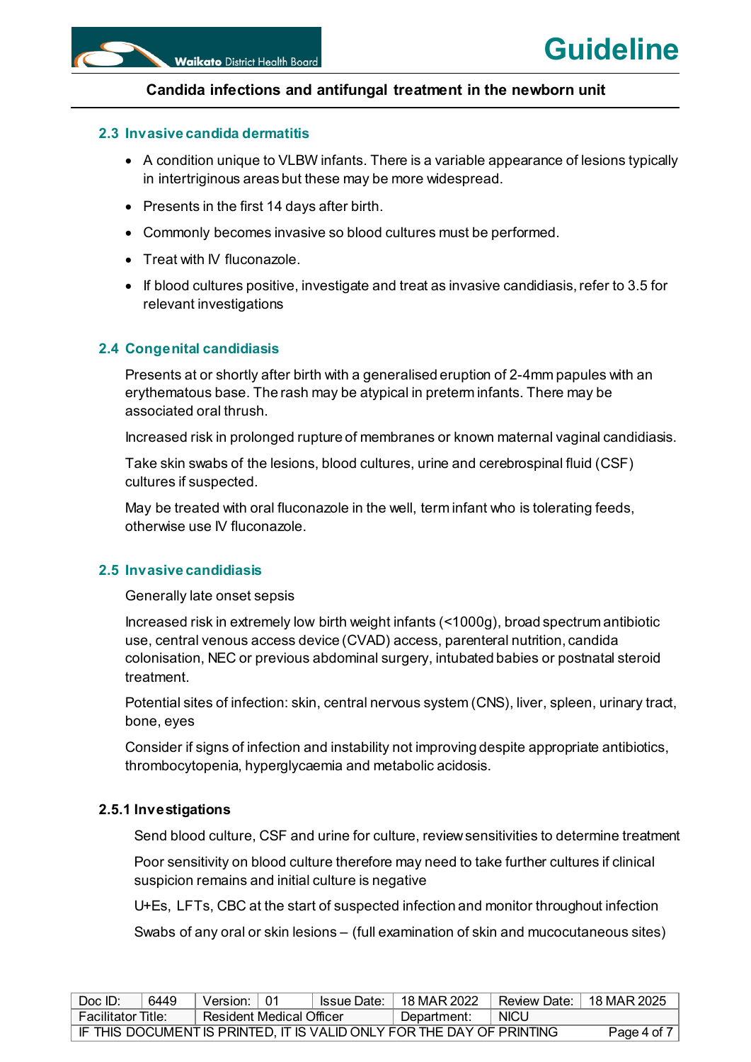### 2.3 Invasive candida dermatitis

- A condition unique to VLBW infants. There is a variable appearance of lesions typically in intertriginous areas but these may be more widespread.
- Presents in the first 14 days after birth.
- Commonly becomes invasive so blood cultures must be performed.
- Treat with IV fluconazole.
- If blood cultures positive, investigate and treat as invasive candidiasis, refer to 3.5 for relevant investigations

### 2.4 Congenital candidiasis

Presents at or shortly after birth with a generalised eruption of 2-4mm papules with an erythematous base. The rash may be atypical in preterm infants. There may be associated oral thrush.

Increased risk in prolonged rupture of membranes or known maternal vaginal candidiasis.

Take skin swabs of the lesions, blood cultures, urine and cerebrospinal fluid (CSF) cultures if suspected.

May be treated with oral fluconazole in the well, term infant who is tolerating feeds, otherwise use IV fluconazole.

### 2.5 Invasive candidiasis

Generally late onset sepsis

Increased risk in extremely low birth weight infants (<1000g), broad spectrum antibiotic use, central venous access device (CVAD) access, parenteral nutrition, candida colonisation, NEC or previous abdominal surgery, intubated babies or postnatal steroid treatment.

Potential sites of infection: skin, central nervous system (CNS), liver, spleen, urinary tract, bone, eyes

Consider if signs of infection and instability not improving despite appropriate antibiotics, thrombocytopenia, hyperglycaemia and metabolic acidosis.

#### 2.5.1 Investigations

Send blood culture, CSF and urine for culture, review sensitivities to determine treatment

Poor sensitivity on blood culture therefore may need to take further cultures if clinical suspicion remains and initial culture is negative

U+Es, LFTs, CBC at the start of suspected infection and monitor throughout infection

Swabs of any oral or skin lesions – (full examination of skin and mucocutaneous sites)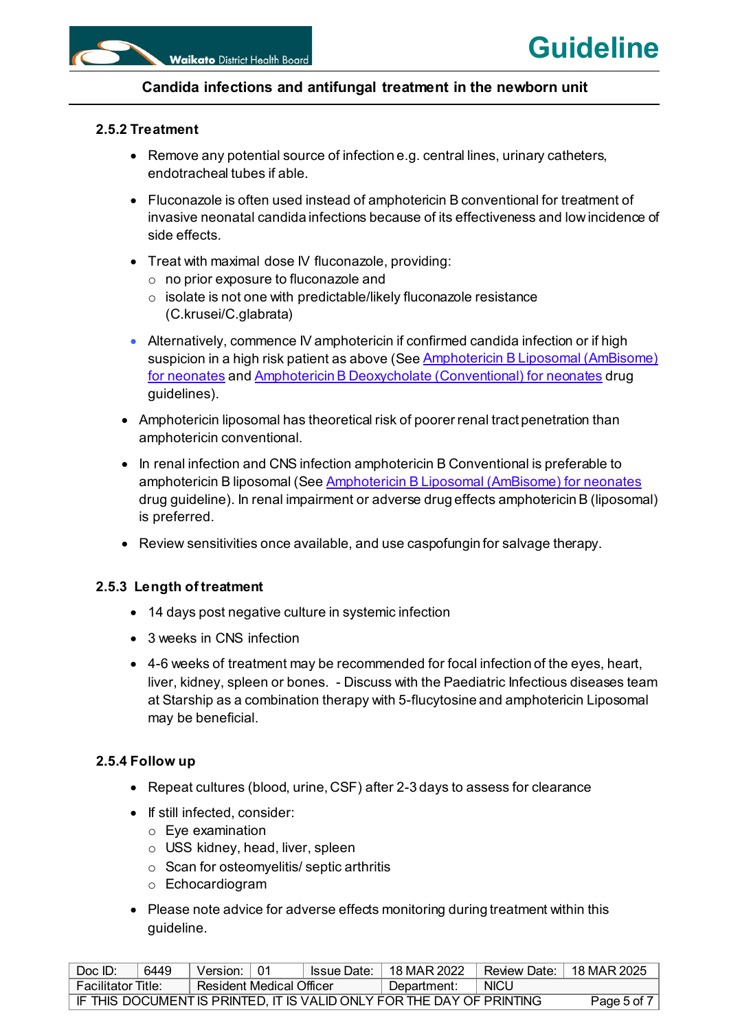### 2.5.2 Treatment

- Remove any potential source of infection e.g. central lines, urinary catheters, endotracheal tubes if able.
- Fluconazole is often used instead of amphotericin B conventional for treatment of invasive neonatal candida infections because of its effectiveness and low incidence of side effects.
- Treat with maximal dose IV fluconazole, providing:
  - no prior exposure to fluconazole and
  - isolate is not one with predictable/likely fluconazole resistance (C.krusei/C.glabrata)
- Alternatively, commence IV amphotericin if confirmed candida infection or if high suspicion in a high risk patient as above (See Amphotericin B Liposomal (AmBisome) for neonates and Amphotericin B Deoxycholate (Conventional) for neonates drug guidelines).
- Amphotericin liposomal has theoretical risk of poorer renal tract penetration than amphotericin conventional.
- In renal infection and CNS infection amphotericin B Conventional is preferable to amphotericin B liposomal (See Amphotericin B Liposomal (AmBisome) for neonates drug guideline). In renal impairment or adverse drug effects amphotericin B (liposomal) is preferred.
- Review sensitivities once available, and use caspofungin for salvage therapy.

### 2.5.3 Length of treatment

- 14 days post negative culture in systemic infection
- 3 weeks in CNS infection
- 4-6 weeks of treatment may be recommended for focal infection of the eyes, heart, liver, kidney, spleen or bones. - Discuss with the Paediatric Infectious diseases team at Starship as a combination therapy with 5-flucytosine and amphotericin Liposomal may be beneficial.

### 2.5.4 Follow up

- Repeat cultures (blood, urine, CSF) after 2-3 days to assess for clearance
- If still infected, consider:
  - Eye examination
  - USS kidney, head, liver, spleen
  - Scan for osteomyelitis/ septic arthritis
  - Echocardiogram
- Please note advice for adverse effects monitoring during treatment within this guideline.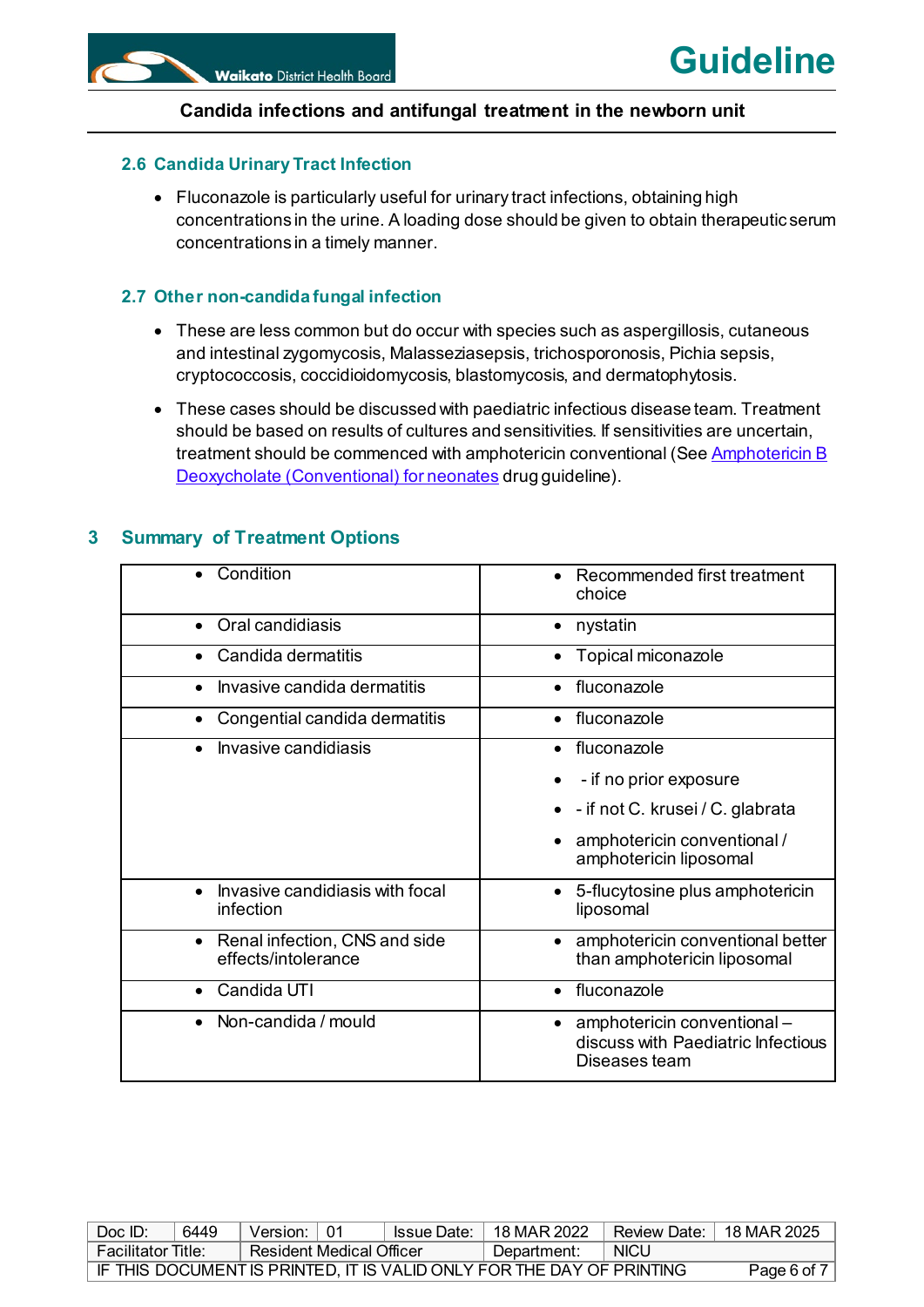### 2.6 Candida Urinary Tract Infection

- Fluconazole is particularly useful for urinary tract infections, obtaining high concentrations in the urine. A loading dose should be given to obtain therapeutic serum concentrations in a timely manner.

### 2.7 Other non-candida fungal infection

- These are less common but do occur with species such as aspergillosis, cutaneous and intestinal zygomycosis, Malasseziasepsis, trichosporonosis, Pichia sepsis, cryptococcosis, coccidioidomycosis, blastomycosis, and dermatophytosis.
- These cases should be discussed with paediatric infectious disease team. Treatment should be based on results of cultures and sensitivities. If sensitivities are uncertain, treatment should be commenced with amphotericin conventional (See [Amphotericin B Deoxycholate (Conventional) for neonates]() drug guideline).

## 3 Summary of Treatment Options

| Condition | Recommended first treatment choice |
|---|---|
| Oral candidiasis | nystatin |
| Candida dermatitis | Topical miconazole |
| Invasive candida dermatitis | fluconazole |
| Congential candida dermatitis | fluconazole |
| Invasive candidiasis | • fluconazole<br>• - if no prior exposure<br>• - if not C. krusei / C. glabrata<br>• amphotericin conventional / amphotericin liposomal |
| Invasive candidiasis with focal infection | 5-flucytosine plus amphotericin liposomal |
| Renal infection, CNS and side effects/intolerance | amphotericin conventional better than amphotericin liposomal |
| Candida UTI | fluconazole |
| Non-candida / mould | amphotericin conventional – discuss with Paediatric Infectious Diseases team |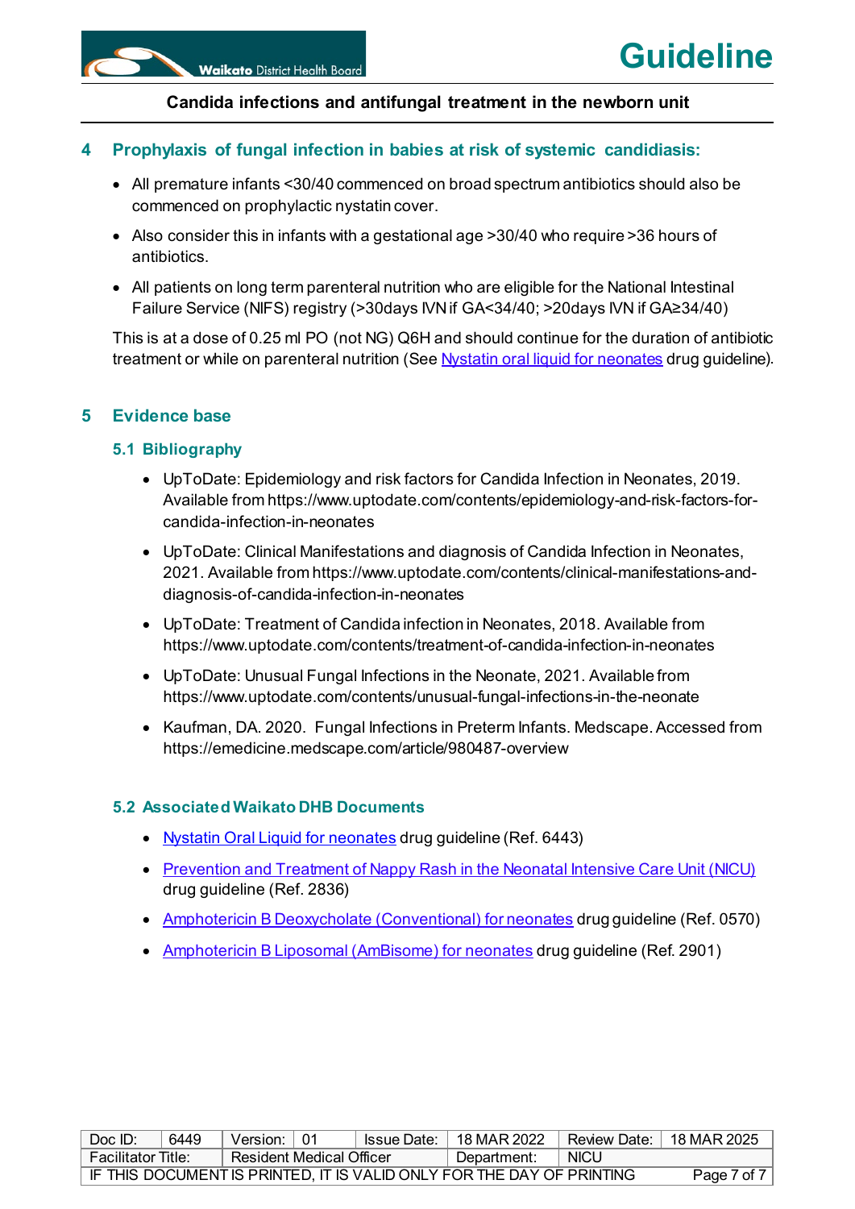## 4 Prophylaxis of fungal infection in babies at risk of systemic candidiasis:

- All premature infants <30/40 commenced on broad spectrum antibiotics should also be commenced on prophylactic nystatin cover.
- Also consider this in infants with a gestational age >30/40 who require >36 hours of antibiotics.
- All patients on long term parenteral nutrition who are eligible for the National Intestinal Failure Service (NIFS) registry (>30days IVN if GA<34/40; >20days IVN if GA≥34/40)

This is at a dose of 0.25 ml PO (not NG) Q6H and should continue for the duration of antibiotic treatment or while on parenteral nutrition (See Nystatin oral liquid for neonates drug guideline).

## 5 Evidence base

### 5.1 Bibliography

- UpToDate: Epidemiology and risk factors for Candida Infection in Neonates, 2019. Available from https://www.uptodate.com/contents/epidemiology-and-risk-factors-for-candida-infection-in-neonates
- UpToDate: Clinical Manifestations and diagnosis of Candida Infection in Neonates, 2021. Available from https://www.uptodate.com/contents/clinical-manifestations-and-diagnosis-of-candida-infection-in-neonates
- UpToDate: Treatment of Candida infection in Neonates, 2018. Available from https://www.uptodate.com/contents/treatment-of-candida-infection-in-neonates
- UpToDate: Unusual Fungal Infections in the Neonate, 2021. Available from https://www.uptodate.com/contents/unusual-fungal-infections-in-the-neonate
- Kaufman, DA. 2020. Fungal Infections in Preterm Infants. Medscape. Accessed from https://emedicine.medscape.com/article/980487-overview

### 5.2 Associated Waikato DHB Documents

- Nystatin Oral Liquid for neonates drug guideline (Ref. 6443)
- Prevention and Treatment of Nappy Rash in the Neonatal Intensive Care Unit (NICU) drug guideline (Ref. 2836)
- Amphotericin B Deoxycholate (Conventional) for neonates drug guideline (Ref. 0570)
- Amphotericin B Liposomal (AmBisome) for neonates drug guideline (Ref. 2901)